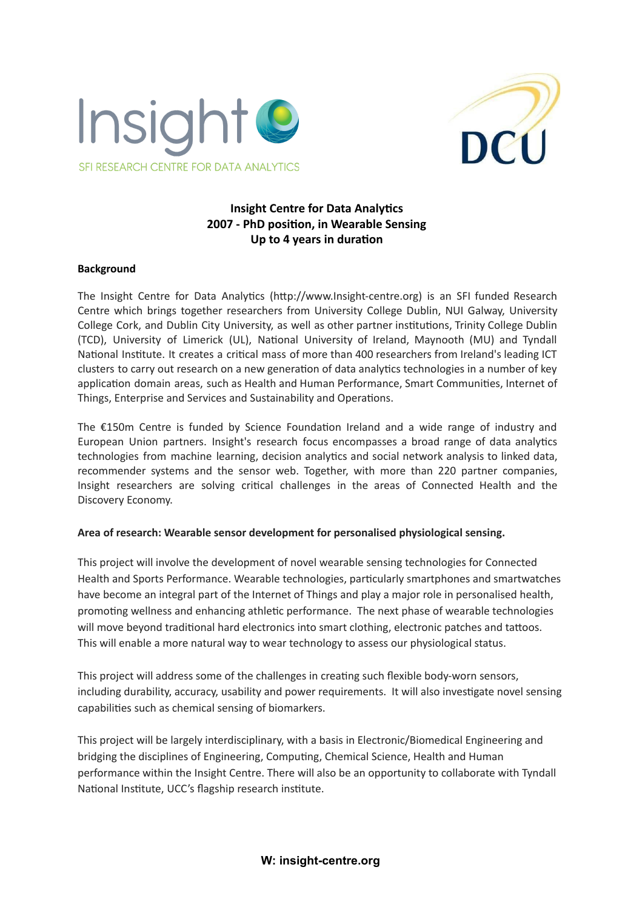Insight

SFI RESEARCH CENTRE FOR DATA ANALYTICS

DCU

**Insight Centre for Data Analytics**
**2007 - PhD position, in Wearable Sensing**
**Up to 4 years in duration**

**Background**

The Insight Centre for Data Analytics (http://www.Insight-centre.org) is an SFI funded Research Centre which brings together researchers from University College Dublin, NUI Galway, University College Cork, and Dublin City University, as well as other partner institutions, Trinity College Dublin (TCD), University of Limerick (UL), National University of Ireland, Maynooth (MU) and Tyndall National Institute. It creates a critical mass of more than 400 researchers from Ireland's leading ICT clusters to carry out research on a new generation of data analytics technologies in a number of key application domain areas, such as Health and Human Performance, Smart Communities, Internet of Things, Enterprise and Services and Sustainability and Operations.

The €150m Centre is funded by Science Foundation Ireland and a wide range of industry and European Union partners. Insight's research focus encompasses a broad range of data analytics technologies from machine learning, decision analytics and social network analysis to linked data, recommender systems and the sensor web. Together, with more than 220 partner companies, Insight researchers are solving critical challenges in the areas of Connected Health and the Discovery Economy.

**Area of research: Wearable sensor development for personalised physiological sensing.**

This project will involve the development of novel wearable sensing technologies for Connected Health and Sports Performance. Wearable technologies, particularly smartphones and smartwatches have become an integral part of the Internet of Things and play a major role in personalised health, promoting wellness and enhancing athletic performance. The next phase of wearable technologies will move beyond traditional hard electronics into smart clothing, electronic patches and tattoos. This will enable a more natural way to wear technology to assess our physiological status.

This project will address some of the challenges in creating such flexible body-worn sensors, including durability, accuracy, usability and power requirements. It will also investigate novel sensing capabilities such as chemical sensing of biomarkers.

This project will be largely interdisciplinary, with a basis in Electronic/Biomedical Engineering and bridging the disciplines of Engineering, Computing, Chemical Science, Health and Human performance within the Insight Centre. There will also be an opportunity to collaborate with Tyndall National Institute, UCC's flagship research institute.

**W: insight-centre.org**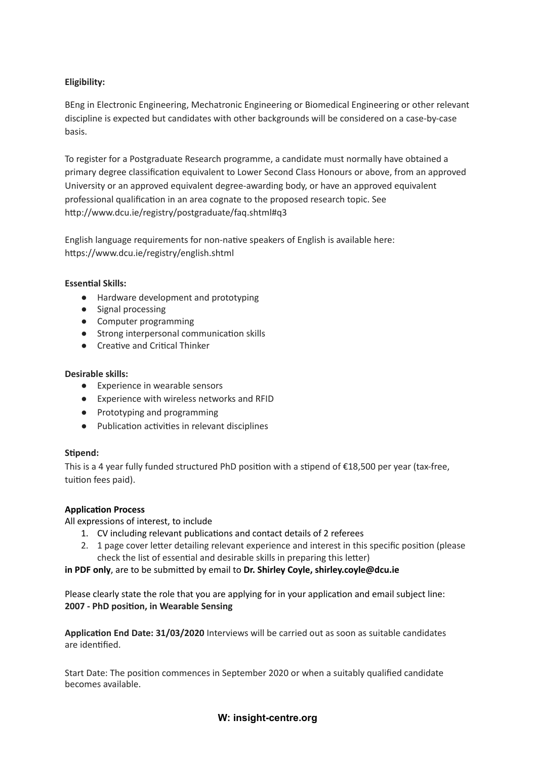**Eligibility:**

BEng in Electronic Engineering, Mechatronic Engineering or Biomedical Engineering or other relevant discipline is expected but candidates with other backgrounds will be considered on a case-by-case basis.

To register for a Postgraduate Research programme, a candidate must normally have obtained a primary degree classification equivalent to Lower Second Class Honours or above, from an approved University or an approved equivalent degree-awarding body, or have an approved equivalent professional qualification in an area cognate to the proposed research topic. See http://www.dcu.ie/registry/postgraduate/faq.shtml#q3

English language requirements for non-native speakers of English is available here: https://www.dcu.ie/registry/english.shtml

**Essential Skills:**

- Hardware development and prototyping
- Signal processing
- Computer programming
- Strong interpersonal communication skills
- Creative and Critical Thinker

**Desirable skills:**

- Experience in wearable sensors
- Experience with wireless networks and RFID
- Prototyping and programming
- Publication activities in relevant disciplines

**Stipend:**

This is a 4 year fully funded structured PhD position with a stipend of €18,500 per year (tax-free, tuition fees paid).

**Application Process**

All expressions of interest, to include

1. CV including relevant publications and contact details of 2 referees
2. 1 page cover letter detailing relevant experience and interest in this specific position (please check the list of essential and desirable skills in preparing this letter)

**in PDF only**, are to be submitted by email to **Dr. Shirley Coyle, shirley.coyle@dcu.ie**

Please clearly state the role that you are applying for in your application and email subject line: **2007 - PhD position, in Wearable Sensing**

**Application End Date: 31/03/2020** Interviews will be carried out as soon as suitable candidates are identified.

Start Date: The position commences in September 2020 or when a suitably qualified candidate becomes available.

**W: insight-centre.org**